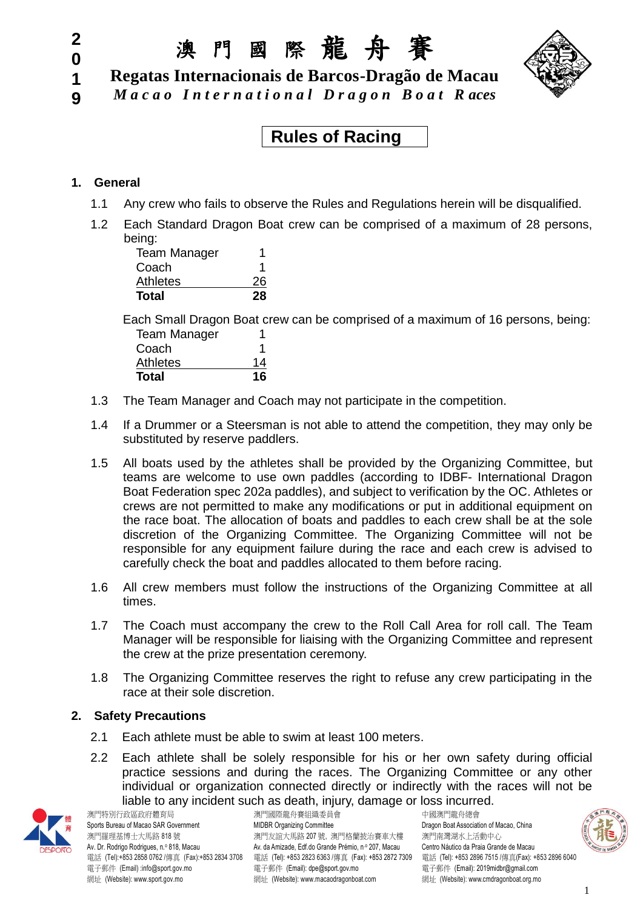2019

# 澳門國際龍舟賽

## Regatas Internacionais de Barcos-Dragão de Macau

## *Macao International Dragon Boat Races*

## Rules of Racing

### 1. General

1.1 Any crew who fails to observe the Rules and Regulations herein will be disqualified.

1.2 Each Standard Dragon Boat crew can be comprised of a maximum of 28 persons, being:

| | |
|---|---|
| Team Manager | 1 |
| Coach | 1 |
| Athletes | 26 |
| **Total** | **28** |

Each Small Dragon Boat crew can be comprised of a maximum of 16 persons, being:

| | |
|---|---|
| Team Manager | 1 |
| Coach | 1 |
| Athletes | 14 |
| **Total** | **16** |

1.3 The Team Manager and Coach may not participate in the competition.

1.4 If a Drummer or a Steersman is not able to attend the competition, they may only be substituted by reserve paddlers.

1.5 All boats used by the athletes shall be provided by the Organizing Committee, but teams are welcome to use own paddles (according to IDBF- International Dragon Boat Federation spec 202a paddles), and subject to verification by the OC. Athletes or crews are not permitted to make any modifications or put in additional equipment on the race boat. The allocation of boats and paddles to each crew shall be at the sole discretion of the Organizing Committee. The Organizing Committee will not be responsible for any equipment failure during the race and each crew is advised to carefully check the boat and paddles allocated to them before racing.

1.6 All crew members must follow the instructions of the Organizing Committee at all times.

1.7 The Coach must accompany the crew to the Roll Call Area for roll call. The Team Manager will be responsible for liaising with the Organizing Committee and represent the crew at the prize presentation ceremony.

1.8 The Organizing Committee reserves the right to refuse any crew participating in the race at their sole discretion.

### 2. Safety Precautions

2.1 Each athlete must be able to swim at least 100 meters.

2.2 Each athlete shall be solely responsible for his or her own safety during official practice sessions and during the races. The Organizing Committee or any other individual or organization connected directly or indirectly with the races will not be liable to any incident such as death, injury, damage or loss incurred.

澳門特別行政區政府體育局
Sports Bureau of Macao SAR Government
澳門羅理基博士大馬路 818 號
Av. Dr. Rodrigo Rodrigues, n.º 818, Macau
電話 (Tel):+853 2858 0762 /傳真 (Fax):+853 2834 3708
電子郵件 (Email) :info@sport.gov.mo
網址 (Website): www.sport.gov.mo

澳門國際龍舟賽組織委員會
MIDBR Organizing Committee
澳門友誼大馬路 207 號, 澳門格蘭披治賽車大樓
Av. da Amizade, Edf.do Grande Prémio, n.º 207, Macau
電話 (Tel): +853 2823 6363 /傳真 (Fax): +853 2872 7309
電子郵件 (Email): dpe@sport.gov.mo
網址 (Website): www.macaodragonboat.com

中國澳門龍舟總會
Dragon Boat Association of Macao, China
澳門南灣湖水上活動中心
Centro Náutico da Praia Grande de Macau
電話 (Tel): +853 2896 7515 /傳真(Fax): +853 2896 6040
電子郵件 (Email): 2019midbr@gmail.com
網址 (Website): www.cmdragonboat.org.mo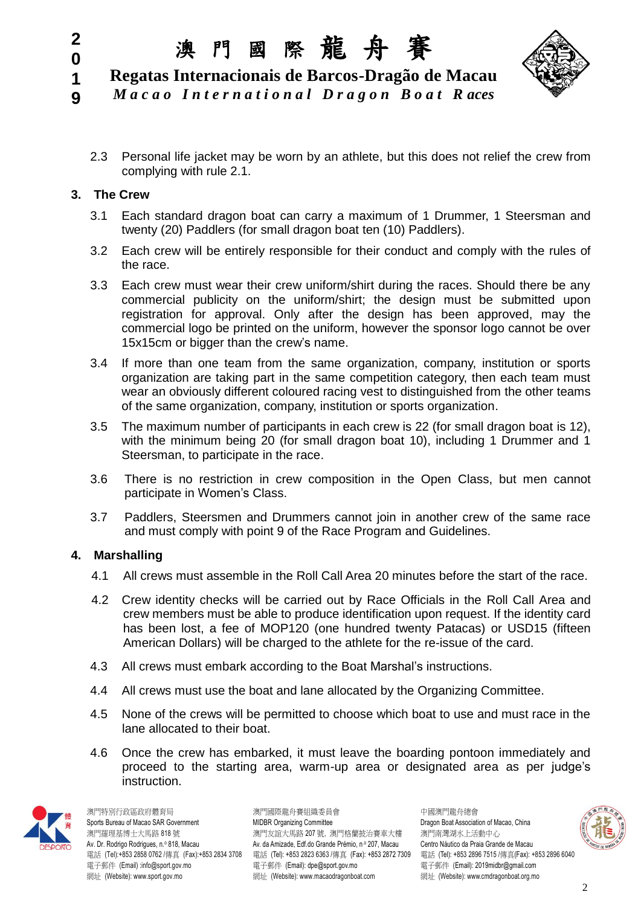2.3 Personal life jacket may be worn by an athlete, but this does not relief the crew from complying with rule 2.1.

## 3. The Crew

3.1 Each standard dragon boat can carry a maximum of 1 Drummer, 1 Steersman and twenty (20) Paddlers (for small dragon boat ten (10) Paddlers).

3.2 Each crew will be entirely responsible for their conduct and comply with the rules of the race.

3.3 Each crew must wear their crew uniform/shirt during the races. Should there be any commercial publicity on the uniform/shirt; the design must be submitted upon registration for approval. Only after the design has been approved, may the commercial logo be printed on the uniform, however the sponsor logo cannot be over 15x15cm or bigger than the crew's name.

3.4 If more than one team from the same organization, company, institution or sports organization are taking part in the same competition category, then each team must wear an obviously different coloured racing vest to distinguished from the other teams of the same organization, company, institution or sports organization.

3.5 The maximum number of participants in each crew is 22 (for small dragon boat is 12), with the minimum being 20 (for small dragon boat 10), including 1 Drummer and 1 Steersman, to participate in the race.

3.6 There is no restriction in crew composition in the Open Class, but men cannot participate in Women's Class.

3.7 Paddlers, Steersmen and Drummers cannot join in another crew of the same race and must comply with point 9 of the Race Program and Guidelines.

## 4. Marshalling

4.1 All crews must assemble in the Roll Call Area 20 minutes before the start of the race.

4.2 Crew identity checks will be carried out by Race Officials in the Roll Call Area and crew members must be able to produce identification upon request. If the identity card has been lost, a fee of MOP120 (one hundred twenty Patacas) or USD15 (fifteen American Dollars) will be charged to the athlete for the re-issue of the card.

4.3 All crews must embark according to the Boat Marshal's instructions.

4.4 All crews must use the boat and lane allocated by the Organizing Committee.

4.5 None of the crews will be permitted to choose which boat to use and must race in the lane allocated to their boat.

4.6 Once the crew has embarked, it must leave the boarding pontoon immediately and proceed to the starting area, warm-up area or designated area as per judge's instruction.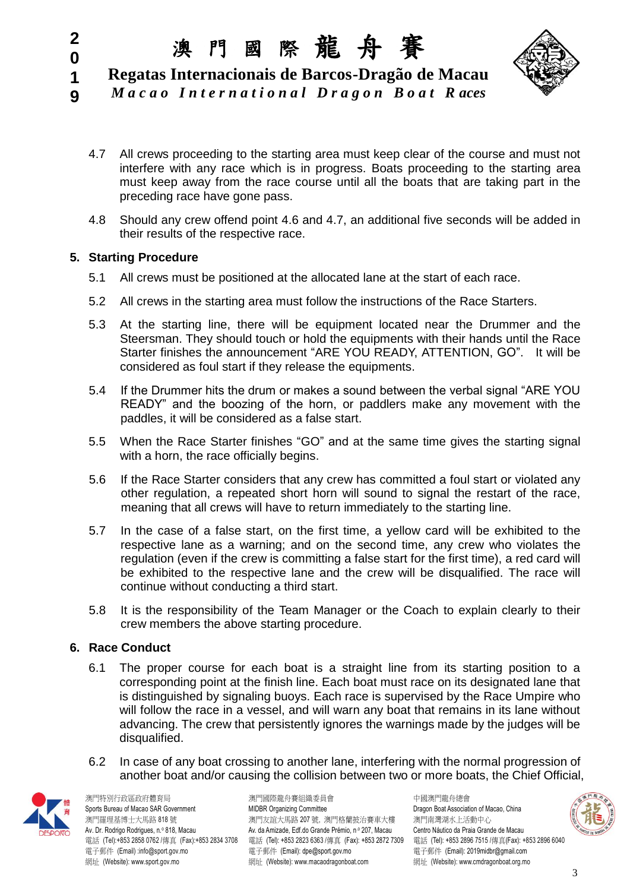4.7 All crews proceeding to the starting area must keep clear of the course and must not interfere with any race which is in progress. Boats proceeding to the starting area must keep away from the race course until all the boats that are taking part in the preceding race have gone pass.

4.8 Should any crew offend point 4.6 and 4.7, an additional five seconds will be added in their results of the respective race.

## 5. Starting Procedure

5.1 All crews must be positioned at the allocated lane at the start of each race.

5.2 All crews in the starting area must follow the instructions of the Race Starters.

5.3 At the starting line, there will be equipment located near the Drummer and the Steersman. They should touch or hold the equipments with their hands until the Race Starter finishes the announcement "ARE YOU READY, ATTENTION, GO". It will be considered as foul start if they release the equipments.

5.4 If the Drummer hits the drum or makes a sound between the verbal signal "ARE YOU READY" and the boozing of the horn, or paddlers make any movement with the paddles, it will be considered as a false start.

5.5 When the Race Starter finishes "GO" and at the same time gives the starting signal with a horn, the race officially begins.

5.6 If the Race Starter considers that any crew has committed a foul start or violated any other regulation, a repeated short horn will sound to signal the restart of the race, meaning that all crews will have to return immediately to the starting line.

5.7 In the case of a false start, on the first time, a yellow card will be exhibited to the respective lane as a warning; and on the second time, any crew who violates the regulation (even if the crew is committing a false start for the first time), a red card will be exhibited to the respective lane and the crew will be disqualified. The race will continue without conducting a third start.

5.8 It is the responsibility of the Team Manager or the Coach to explain clearly to their crew members the above starting procedure.

## 6. Race Conduct

6.1 The proper course for each boat is a straight line from its starting position to a corresponding point at the finish line. Each boat must race on its designated lane that is distinguished by signaling buoys. Each race is supervised by the Race Umpire who will follow the race in a vessel, and will warn any boat that remains in its lane without advancing. The crew that persistently ignores the warnings made by the judges will be disqualified.

6.2 In case of any boat crossing to another lane, interfering with the normal progression of another boat and/or causing the collision between two or more boats, the Chief Official,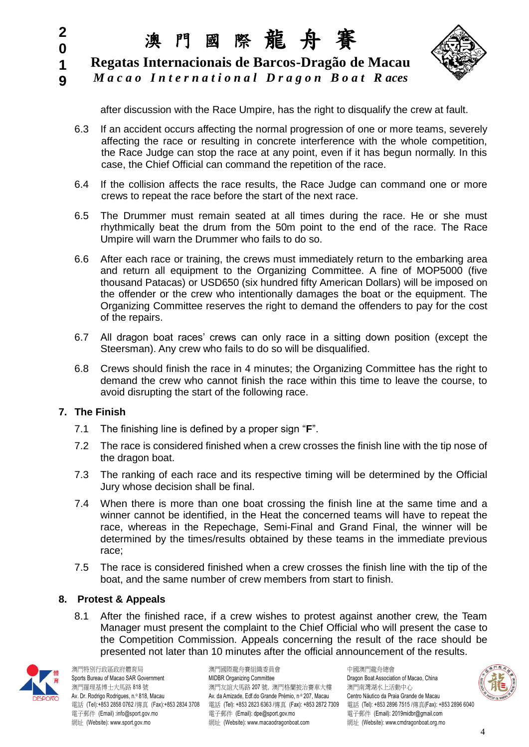after discussion with the Race Umpire, has the right to disqualify the crew at fault.

6.3 If an accident occurs affecting the normal progression of one or more teams, severely affecting the race or resulting in concrete interference with the whole competition, the Race Judge can stop the race at any point, even if it has begun normally. In this case, the Chief Official can command the repetition of the race.

6.4 If the collision affects the race results, the Race Judge can command one or more crews to repeat the race before the start of the next race.

6.5 The Drummer must remain seated at all times during the race. He or she must rhythmically beat the drum from the 50m point to the end of the race. The Race Umpire will warn the Drummer who fails to do so.

6.6 After each race or training, the crews must immediately return to the embarking area and return all equipment to the Organizing Committee. A fine of MOP5000 (five thousand Patacas) or USD650 (six hundred fifty American Dollars) will be imposed on the offender or the crew who intentionally damages the boat or the equipment. The Organizing Committee reserves the right to demand the offenders to pay for the cost of the repairs.

6.7 All dragon boat races' crews can only race in a sitting down position (except the Steersman). Any crew who fails to do so will be disqualified.

6.8 Crews should finish the race in 4 minutes; the Organizing Committee has the right to demand the crew who cannot finish the race within this time to leave the course, to avoid disrupting the start of the following race.

## 7. The Finish

7.1 The finishing line is defined by a proper sign "**F**".

7.2 The race is considered finished when a crew crosses the finish line with the tip nose of the dragon boat.

7.3 The ranking of each race and its respective timing will be determined by the Official Jury whose decision shall be final.

7.4 When there is more than one boat crossing the finish line at the same time and a winner cannot be identified, in the Heat the concerned teams will have to repeat the race, whereas in the Repechage, Semi-Final and Grand Final, the winner will be determined by the times/results obtained by these teams in the immediate previous race;

7.5 The race is considered finished when a crew crosses the finish line with the tip of the boat, and the same number of crew members from start to finish.

## 8. Protest & Appeals

8.1 After the finished race, if a crew wishes to protest against another crew, the Team Manager must present the complaint to the Chief Official who will present the case to the Competition Commission. Appeals concerning the result of the race should be presented not later than 10 minutes after the official announcement of the results.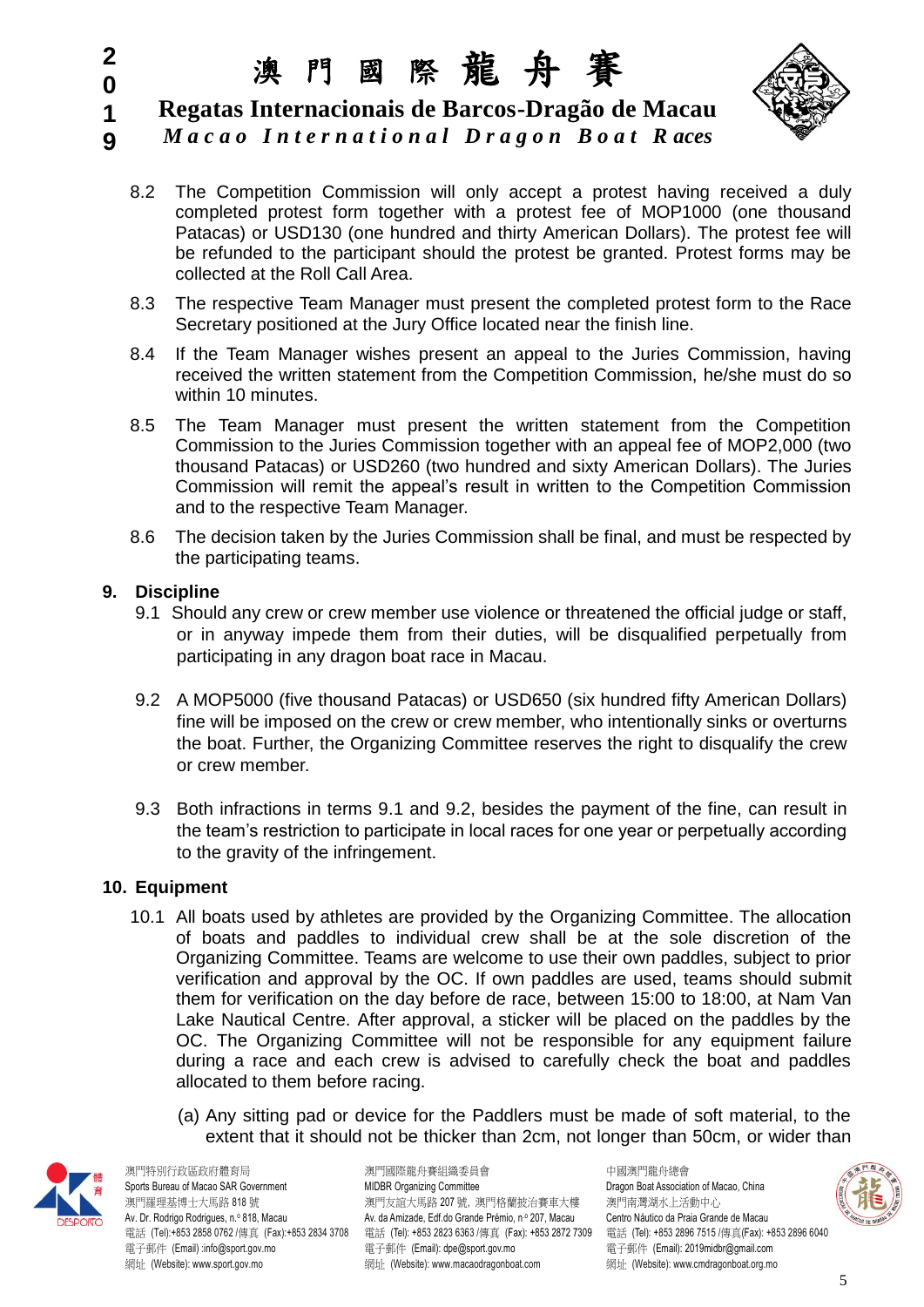8.2 The Competition Commission will only accept a protest having received a duly completed protest form together with a protest fee of MOP1000 (one thousand Patacas) or USD130 (one hundred and thirty American Dollars). The protest fee will be refunded to the participant should the protest be granted. Protest forms may be collected at the Roll Call Area.

8.3 The respective Team Manager must present the completed protest form to the Race Secretary positioned at the Jury Office located near the finish line.

8.4 If the Team Manager wishes present an appeal to the Juries Commission, having received the written statement from the Competition Commission, he/she must do so within 10 minutes.

8.5 The Team Manager must present the written statement from the Competition Commission to the Juries Commission together with an appeal fee of MOP2,000 (two thousand Patacas) or USD260 (two hundred and sixty American Dollars). The Juries Commission will remit the appeal's result in written to the Competition Commission and to the respective Team Manager.

8.6 The decision taken by the Juries Commission shall be final, and must be respected by the participating teams.

## 9. Discipline

9.1 Should any crew or crew member use violence or threatened the official judge or staff, or in anyway impede them from their duties, will be disqualified perpetually from participating in any dragon boat race in Macau.

9.2 A MOP5000 (five thousand Patacas) or USD650 (six hundred fifty American Dollars) fine will be imposed on the crew or crew member, who intentionally sinks or overturns the boat. Further, the Organizing Committee reserves the right to disqualify the crew or crew member.

9.3 Both infractions in terms 9.1 and 9.2, besides the payment of the fine, can result in the team's restriction to participate in local races for one year or perpetually according to the gravity of the infringement.

## 10. Equipment

10.1 All boats used by athletes are provided by the Organizing Committee. The allocation of boats and paddles to individual crew shall be at the sole discretion of the Organizing Committee. Teams are welcome to use their own paddles, subject to prior verification and approval by the OC. If own paddles are used, teams should submit them for verification on the day before de race, between 15:00 to 18:00, at Nam Van Lake Nautical Centre. After approval, a sticker will be placed on the paddles by the OC. The Organizing Committee will not be responsible for any equipment failure during a race and each crew is advised to carefully check the boat and paddles allocated to them before racing.

(a) Any sitting pad or device for the Paddlers must be made of soft material, to the extent that it should not be thicker than 2cm, not longer than 50cm, or wider than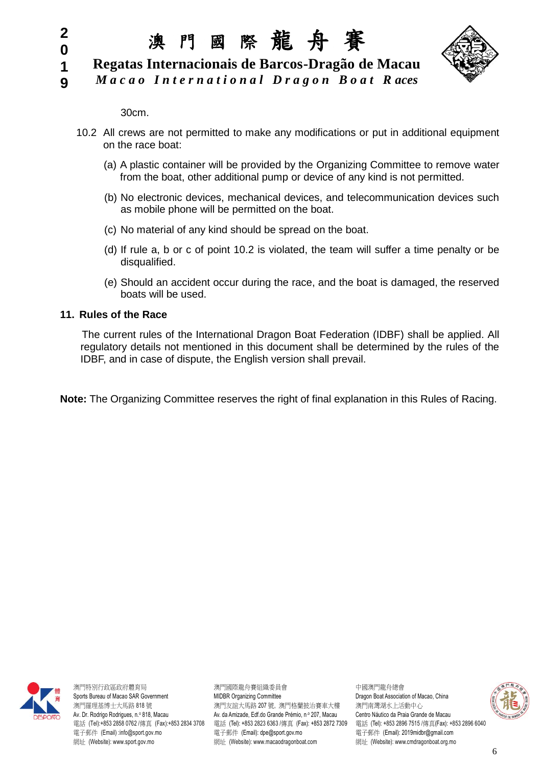30cm.

10.2 All crews are not permitted to make any modifications or put in additional equipment on the race boat:

(a) A plastic container will be provided by the Organizing Committee to remove water from the boat, other additional pump or device of any kind is not permitted.

(b) No electronic devices, mechanical devices, and telecommunication devices such as mobile phone will be permitted on the boat.

(c) No material of any kind should be spread on the boat.

(d) If rule a, b or c of point 10.2 is violated, the team will suffer a time penalty or be disqualified.

(e) Should an accident occur during the race, and the boat is damaged, the reserved boats will be used.

## 11. Rules of the Race

The current rules of the International Dragon Boat Federation (IDBF) shall be applied. All regulatory details not mentioned in this document shall be determined by the rules of the IDBF, and in case of dispute, the English version shall prevail.

**Note:** The Organizing Committee reserves the right of final explanation in this Rules of Racing.